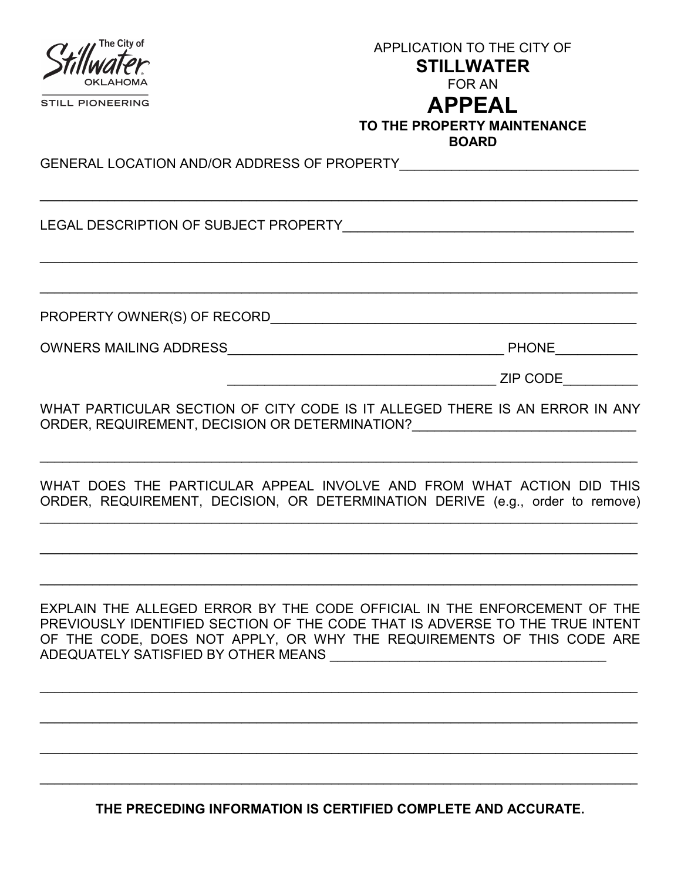The City of Stillwater OKLAHOMA

STILL PIONEERING

APPLICATION TO THE CITY OF

# STILLWATER

FOR AN

# APPEAL

**TO THE PROPERTY MAINTENANCE BOARD**

GENERAL LOCATION AND/OR ADDRESS OF PROPERTY________________________________

_____________________________________________________________________________

LEGAL DESCRIPTION OF SUBJECT PROPERTY________________________________________

_____________________________________________________________________________

_____________________________________________________________________________

PROPERTY OWNER(S) OF RECORD___________________________________________________

OWNERS MAILING ADDRESS_______________________________________ PHONE___________

_____________________________________ ZIP CODE__________

WHAT PARTICULAR SECTION OF CITY CODE IS IT ALLEGED THERE IS AN ERROR IN ANY ORDER, REQUIREMENT, DECISION OR DETERMINATION?______________________________

_____________________________________________________________________________

WHAT DOES THE PARTICULAR APPEAL INVOLVE AND FROM WHAT ACTION DID THIS ORDER, REQUIREMENT, DECISION, OR DETERMINATION DERIVE (e.g., order to remove)

_____________________________________________________________________________

_____________________________________________________________________________

_____________________________________________________________________________

EXPLAIN THE ALLEGED ERROR BY THE CODE OFFICIAL IN THE ENFORCEMENT OF THE PREVIOUSLY IDENTIFIED SECTION OF THE CODE THAT IS ADVERSE TO THE TRUE INTENT OF THE CODE, DOES NOT APPLY, OR WHY THE REQUIREMENTS OF THIS CODE ARE ADEQUATELY SATISFIED BY OTHER MEANS _____________________________________

_____________________________________________________________________________

_____________________________________________________________________________

_____________________________________________________________________________

_____________________________________________________________________________

**THE PRECEDING INFORMATION IS CERTIFIED COMPLETE AND ACCURATE.**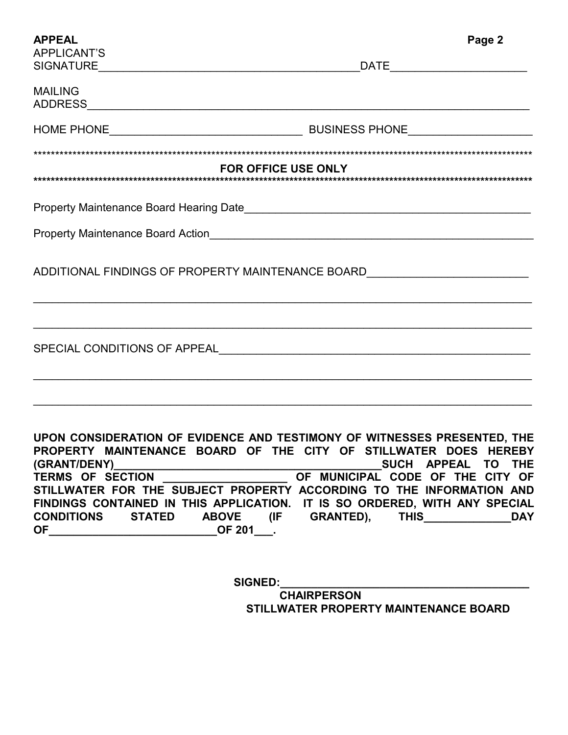**APPEAL**

APPLICANT'S SIGNATURE_________________________________________DATE______________________

MAILING ADDRESS_____________________________________________________________________________

HOME PHONE________________________________ BUSINESS PHONE____________________

***

**FOR OFFICE USE ONLY**

***

Property Maintenance Board Hearing Date________________________________________________

Property Maintenance Board Action______________________________________________________

ADDITIONAL FINDINGS OF PROPERTY MAINTENANCE BOARD__________________________

_____________________________________________________________________________________

_____________________________________________________________________________________

SPECIAL CONDITIONS OF APPEAL__________________________________________________

_____________________________________________________________________________________

_____________________________________________________________________________________

**UPON CONSIDERATION OF EVIDENCE AND TESTIMONY OF WITNESSES PRESENTED, THE PROPERTY MAINTENANCE BOARD OF THE CITY OF STILLWATER DOES HEREBY (GRANT/DENY)____________________________________________SUCH APPEAL TO THE TERMS OF SECTION ____________________ OF MUNICIPAL CODE OF THE CITY OF STILLWATER FOR THE SUBJECT PROPERTY ACCORDING TO THE INFORMATION AND FINDINGS CONTAINED IN THIS APPLICATION. IT IS SO ORDERED, WITH ANY SPECIAL CONDITIONS STATED ABOVE (IF GRANTED), THIS______________DAY OF____________________________OF 201___.**

**SIGNED:_________________________________________**

**CHAIRPERSON**

**STILLWATER PROPERTY MAINTENANCE BOARD**